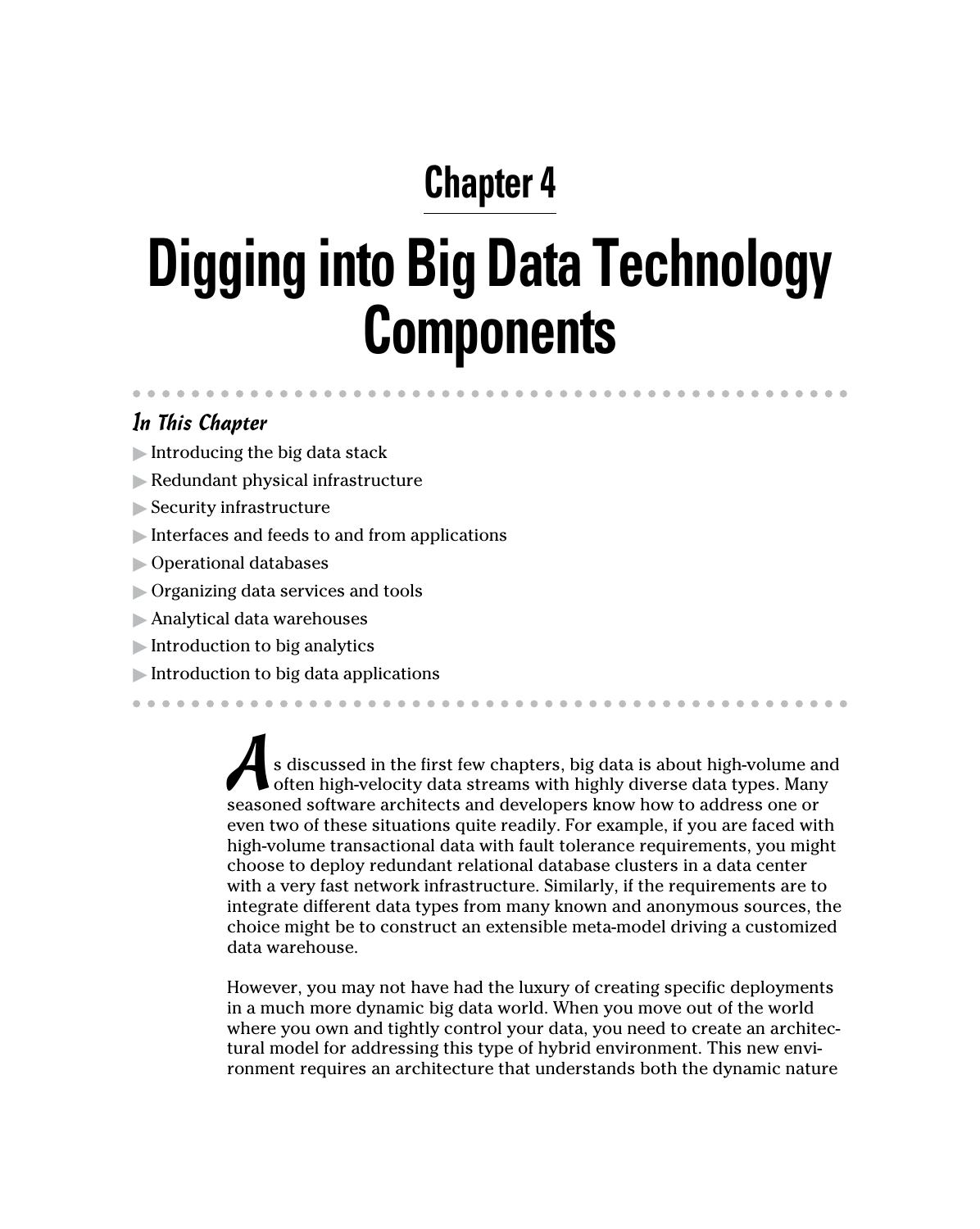# Chapter 4

# Digging into Big Data Technology Components

### *In This Chapter*

- Introducing the big data stack
- Redundant physical infrastructure
- Security infrastructure
- Interfaces and feeds to and from applications
- Operational databases
- Organizing data services and tools
- Analytical data warehouses
- Introduction to big analytics
- Introduction to big data applications

As discussed in the first few chapters, big data is about high-volume and often high-velocity data streams with highly diverse data types. Many seasoned software architects and developers know how to address one or even two of these situations quite readily. For example, if you are faced with high-volume transactional data with fault tolerance requirements, you might choose to deploy redundant relational database clusters in a data center with a very fast network infrastructure. Similarly, if the requirements are to integrate different data types from many known and anonymous sources, the choice might be to construct an extensible meta-model driving a customized data warehouse.

However, you may not have had the luxury of creating specific deployments in a much more dynamic big data world. When you move out of the world where you own and tightly control your data, you need to create an architectural model for addressing this type of hybrid environment. This new environment requires an architecture that understands both the dynamic nature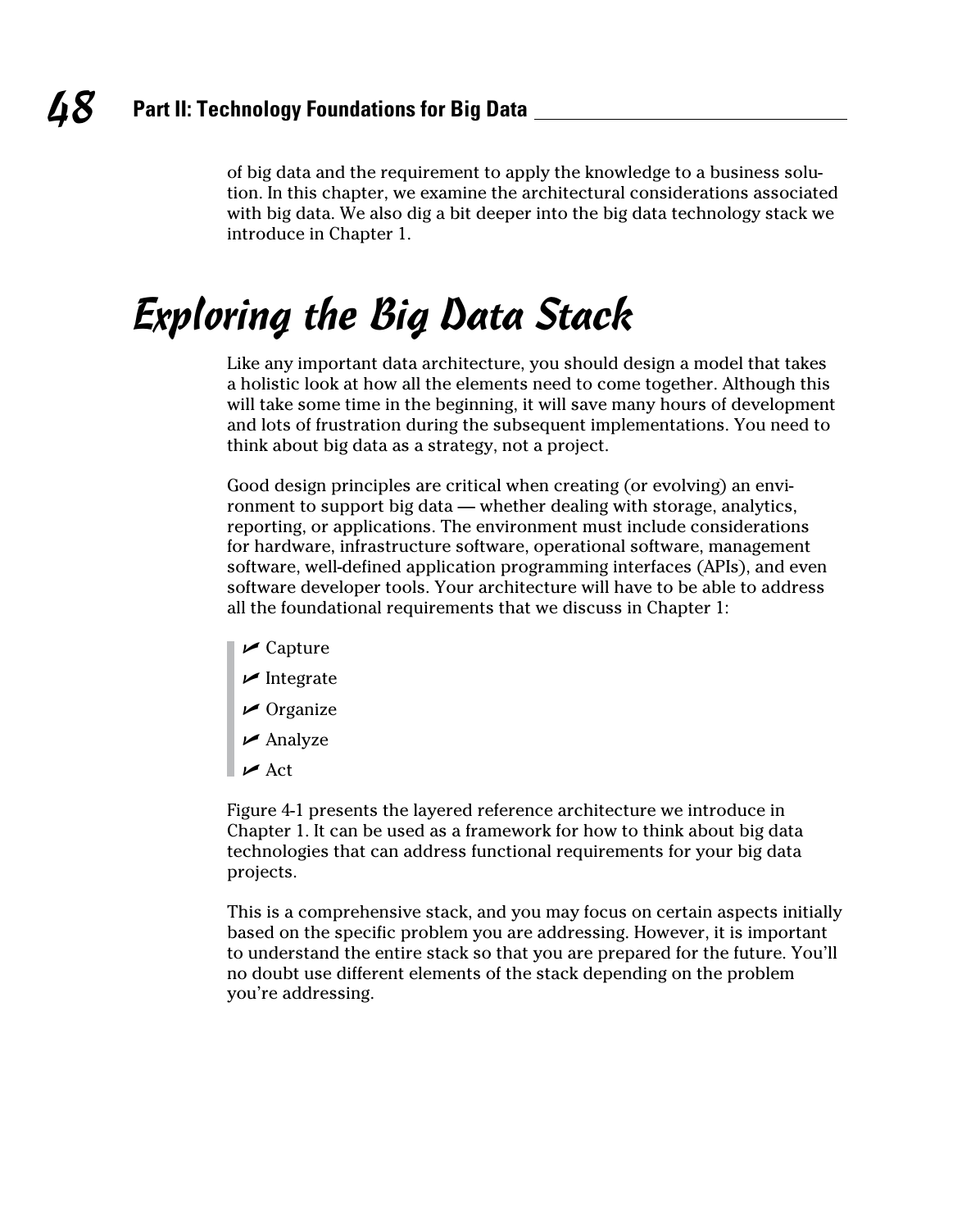of big data and the requirement to apply the knowledge to a business solution. In this chapter, we examine the architectural considerations associated with big data. We also dig a bit deeper into the big data technology stack we introduce in Chapter 1.

# Exploring the Big Data Stack

Like any important data architecture, you should design a model that takes a holistic look at how all the elements need to come together. Although this will take some time in the beginning, it will save many hours of development and lots of frustration during the subsequent implementations. You need to think about big data as a strategy, not a project.

Good design principles are critical when creating (or evolving) an environment to support big data — whether dealing with storage, analytics, reporting, or applications. The environment must include considerations for hardware, infrastructure software, operational software, management software, well-defined application programming interfaces (APIs), and even software developer tools. Your architecture will have to be able to address all the foundational requirements that we discuss in Chapter 1:

- Capture
- Integrate
- Organize
- Analyze
- Act

Figure 4-1 presents the layered reference architecture we introduce in Chapter 1. It can be used as a framework for how to think about big data technologies that can address functional requirements for your big data projects.

This is a comprehensive stack, and you may focus on certain aspects initially based on the specific problem you are addressing. However, it is important to understand the entire stack so that you are prepared for the future. You'll no doubt use different elements of the stack depending on the problem you're addressing.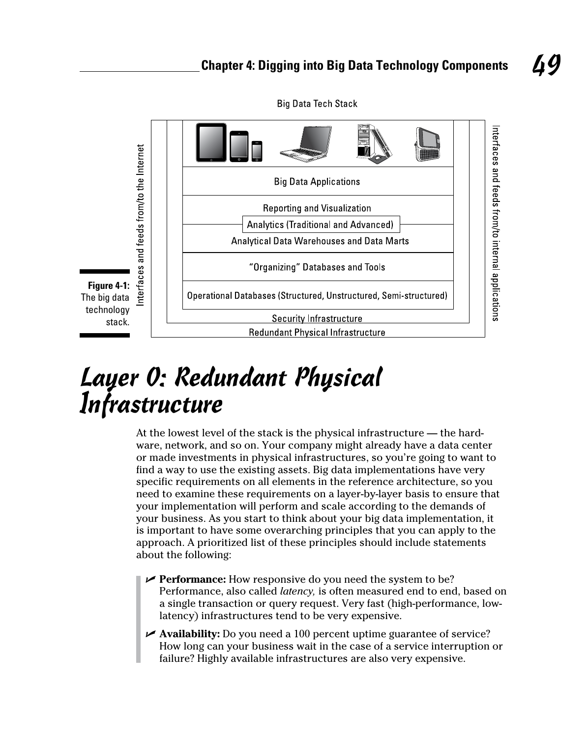Big Data Tech Stack

Interfaces and feeds from/to the Internet

Big Data Applications

Reporting and Visualization

Analytics (Traditional and Advanced)

Analytical Data Warehouses and Data Marts

"Organizing" Databases and Tools

Operational Databases (Structured, Unstructured, Semi-structured)

Security Infrastructure

Redundant Physical Infrastructure

Interfaces and feeds from/to internal applications

**Figure 4-1:** The big data technology stack.

# Layer 0: Redundant Physical Infrastructure

At the lowest level of the stack is the physical infrastructure — the hardware, network, and so on. Your company might already have a data center or made investments in physical infrastructures, so you're going to want to find a way to use the existing assets. Big data implementations have very specific requirements on all elements in the reference architecture, so you need to examine these requirements on a layer-by-layer basis to ensure that your implementation will perform and scale according to the demands of your business. As you start to think about your big data implementation, it is important to have some overarching principles that you can apply to the approach. A prioritized list of these principles should include statements about the following:

- **Performance:** How responsive do you need the system to be? Performance, also called *latency,* is often measured end to end, based on a single transaction or query request. Very fast (high-performance, low-latency) infrastructures tend to be very expensive.
- **Availability:** Do you need a 100 percent uptime guarantee of service? How long can your business wait in the case of a service interruption or failure? Highly available infrastructures are also very expensive.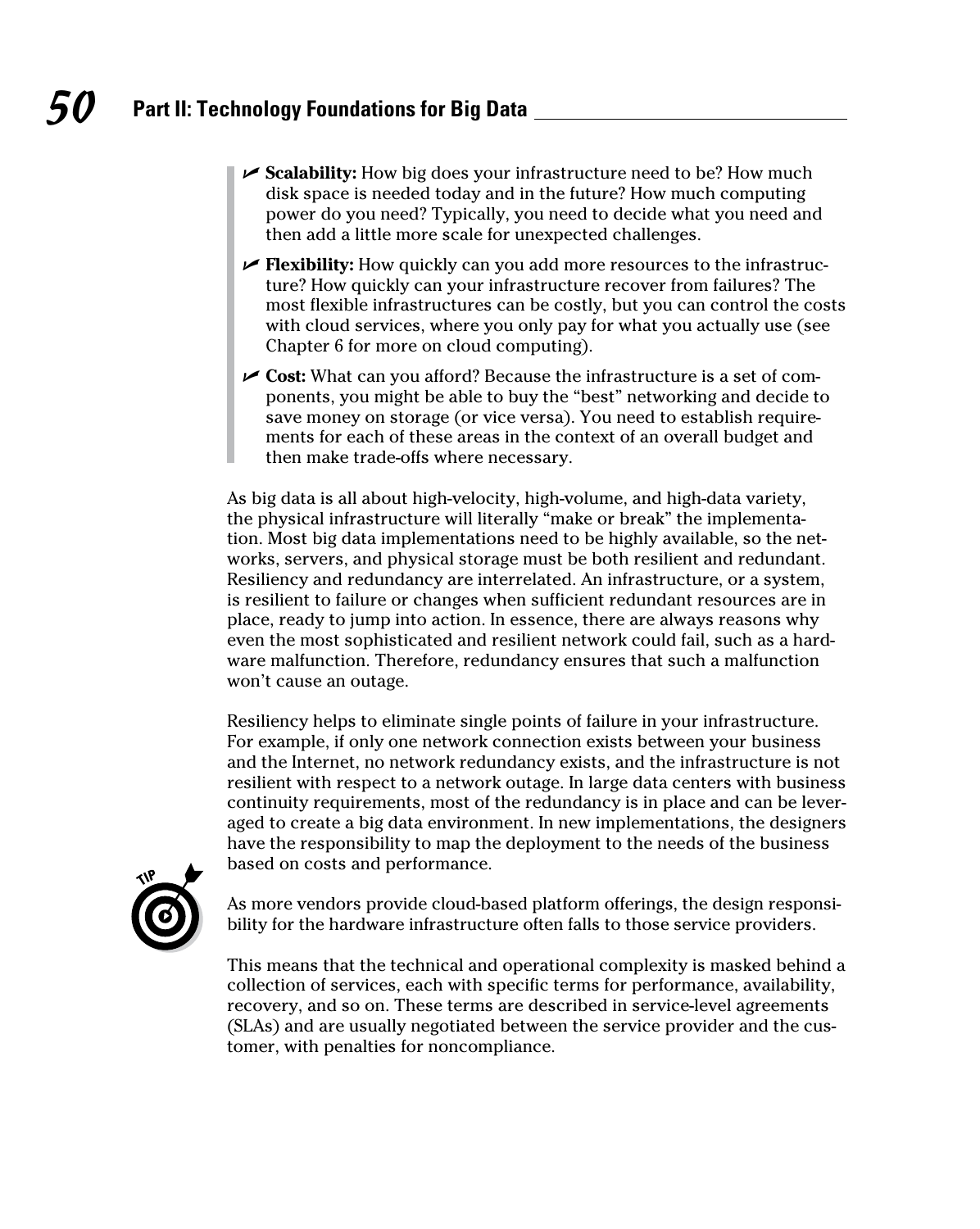- **Scalability:** How big does your infrastructure need to be? How much disk space is needed today and in the future? How much computing power do you need? Typically, you need to decide what you need and then add a little more scale for unexpected challenges.
- **Flexibility:** How quickly can you add more resources to the infrastructure? How quickly can your infrastructure recover from failures? The most flexible infrastructures can be costly, but you can control the costs with cloud services, where you only pay for what you actually use (see Chapter 6 for more on cloud computing).
- **Cost:** What can you afford? Because the infrastructure is a set of components, you might be able to buy the "best" networking and decide to save money on storage (or vice versa). You need to establish requirements for each of these areas in the context of an overall budget and then make trade-offs where necessary.

As big data is all about high-velocity, high-volume, and high-data variety, the physical infrastructure will literally "make or break" the implementation. Most big data implementations need to be highly available, so the networks, servers, and physical storage must be both resilient and redundant. Resiliency and redundancy are interrelated. An infrastructure, or a system, is resilient to failure or changes when sufficient redundant resources are in place, ready to jump into action. In essence, there are always reasons why even the most sophisticated and resilient network could fail, such as a hardware malfunction. Therefore, redundancy ensures that such a malfunction won't cause an outage.

Resiliency helps to eliminate single points of failure in your infrastructure. For example, if only one network connection exists between your business and the Internet, no network redundancy exists, and the infrastructure is not resilient with respect to a network outage. In large data centers with business continuity requirements, most of the redundancy is in place and can be leveraged to create a big data environment. In new implementations, the designers have the responsibility to map the deployment to the needs of the business based on costs and performance.

TIP

As more vendors provide cloud-based platform offerings, the design responsibility for the hardware infrastructure often falls to those service providers.

This means that the technical and operational complexity is masked behind a collection of services, each with specific terms for performance, availability, recovery, and so on. These terms are described in service-level agreements (SLAs) and are usually negotiated between the service provider and the customer, with penalties for noncompliance.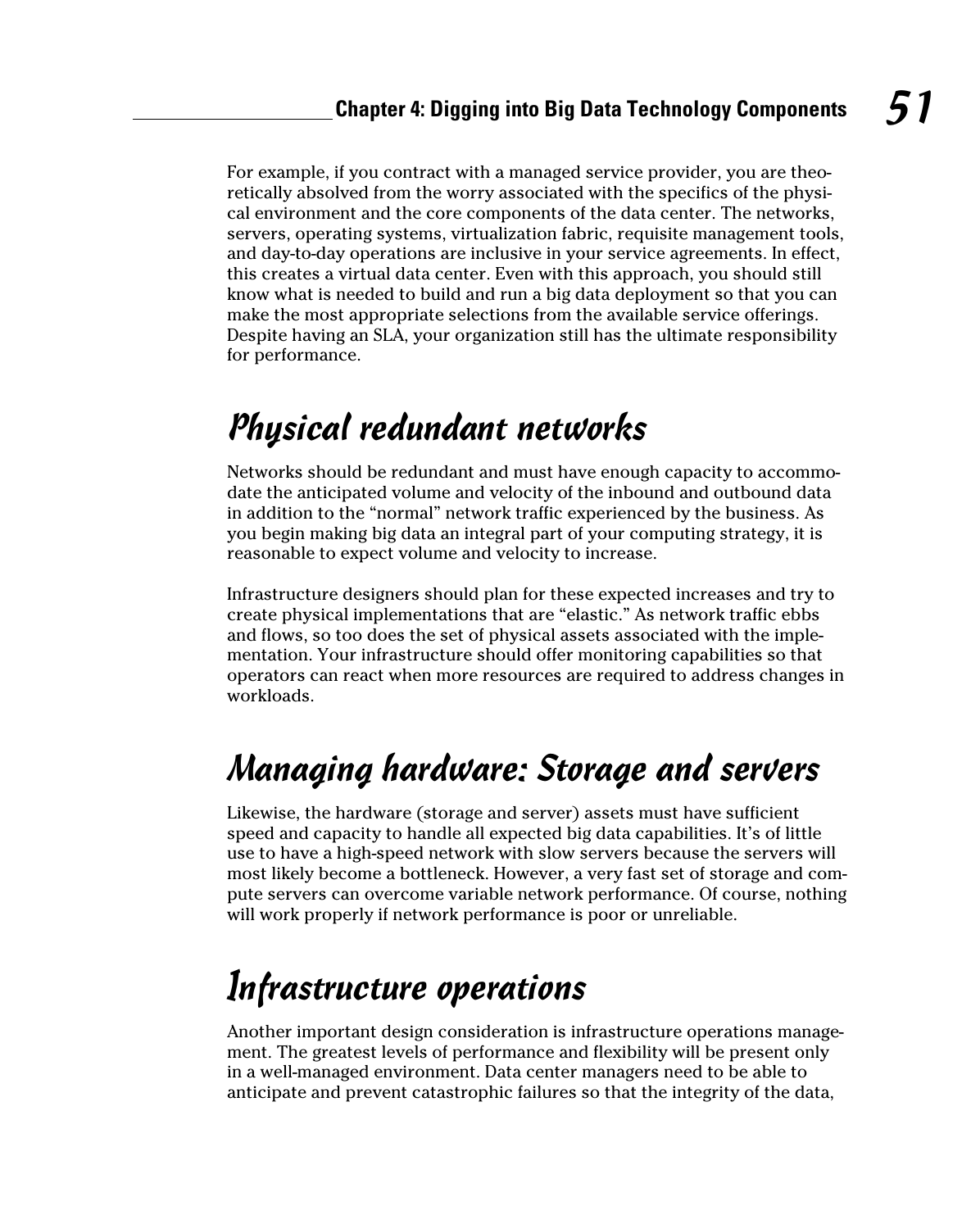For example, if you contract with a managed service provider, you are theoretically absolved from the worry associated with the specifics of the physical environment and the core components of the data center. The networks, servers, operating systems, virtualization fabric, requisite management tools, and day-to-day operations are inclusive in your service agreements. In effect, this creates a virtual data center. Even with this approach, you should still know what is needed to build and run a big data deployment so that you can make the most appropriate selections from the available service offerings. Despite having an SLA, your organization still has the ultimate responsibility for performance.

## Physical redundant networks

Networks should be redundant and must have enough capacity to accommodate the anticipated volume and velocity of the inbound and outbound data in addition to the "normal" network traffic experienced by the business. As you begin making big data an integral part of your computing strategy, it is reasonable to expect volume and velocity to increase.

Infrastructure designers should plan for these expected increases and try to create physical implementations that are "elastic." As network traffic ebbs and flows, so too does the set of physical assets associated with the implementation. Your infrastructure should offer monitoring capabilities so that operators can react when more resources are required to address changes in workloads.

## Managing hardware: Storage and servers

Likewise, the hardware (storage and server) assets must have sufficient speed and capacity to handle all expected big data capabilities. It's of little use to have a high-speed network with slow servers because the servers will most likely become a bottleneck. However, a very fast set of storage and compute servers can overcome variable network performance. Of course, nothing will work properly if network performance is poor or unreliable.

## Infrastructure operations

Another important design consideration is infrastructure operations management. The greatest levels of performance and flexibility will be present only in a well-managed environment. Data center managers need to be able to anticipate and prevent catastrophic failures so that the integrity of the data,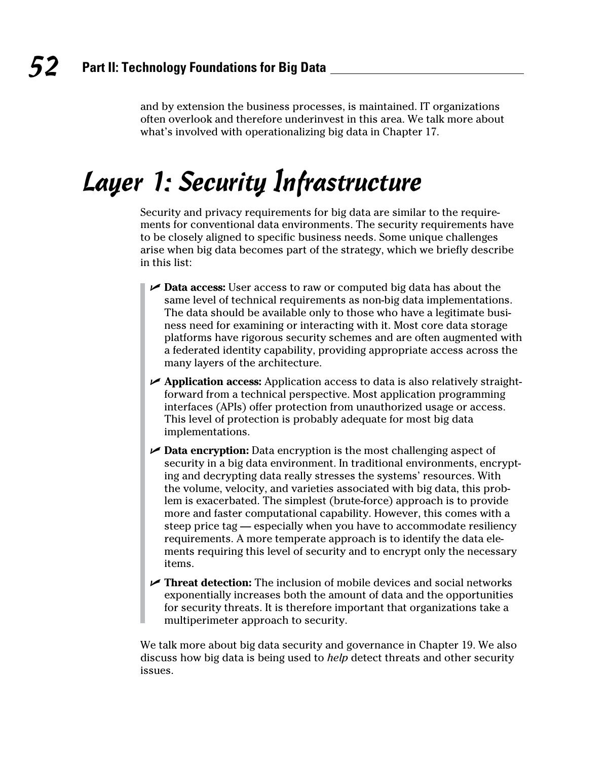and by extension the business processes, is maintained. IT organizations often overlook and therefore underinvest in this area. We talk more about what's involved with operationalizing big data in Chapter 17.

# Layer 1: Security Infrastructure

Security and privacy requirements for big data are similar to the requirements for conventional data environments. The security requirements have to be closely aligned to specific business needs. Some unique challenges arise when big data becomes part of the strategy, which we briefly describe in this list:

- **Data access:** User access to raw or computed big data has about the same level of technical requirements as non-big data implementations. The data should be available only to those who have a legitimate business need for examining or interacting with it. Most core data storage platforms have rigorous security schemes and are often augmented with a federated identity capability, providing appropriate access across the many layers of the architecture.
- **Application access:** Application access to data is also relatively straightforward from a technical perspective. Most application programming interfaces (APIs) offer protection from unauthorized usage or access. This level of protection is probably adequate for most big data implementations.
- **Data encryption:** Data encryption is the most challenging aspect of security in a big data environment. In traditional environments, encrypting and decrypting data really stresses the systems' resources. With the volume, velocity, and varieties associated with big data, this problem is exacerbated. The simplest (brute-force) approach is to provide more and faster computational capability. However, this comes with a steep price tag — especially when you have to accommodate resiliency requirements. A more temperate approach is to identify the data elements requiring this level of security and to encrypt only the necessary items.
- **Threat detection:** The inclusion of mobile devices and social networks exponentially increases both the amount of data and the opportunities for security threats. It is therefore important that organizations take a multiperimeter approach to security.

We talk more about big data security and governance in Chapter 19. We also discuss how big data is being used to *help* detect threats and other security issues.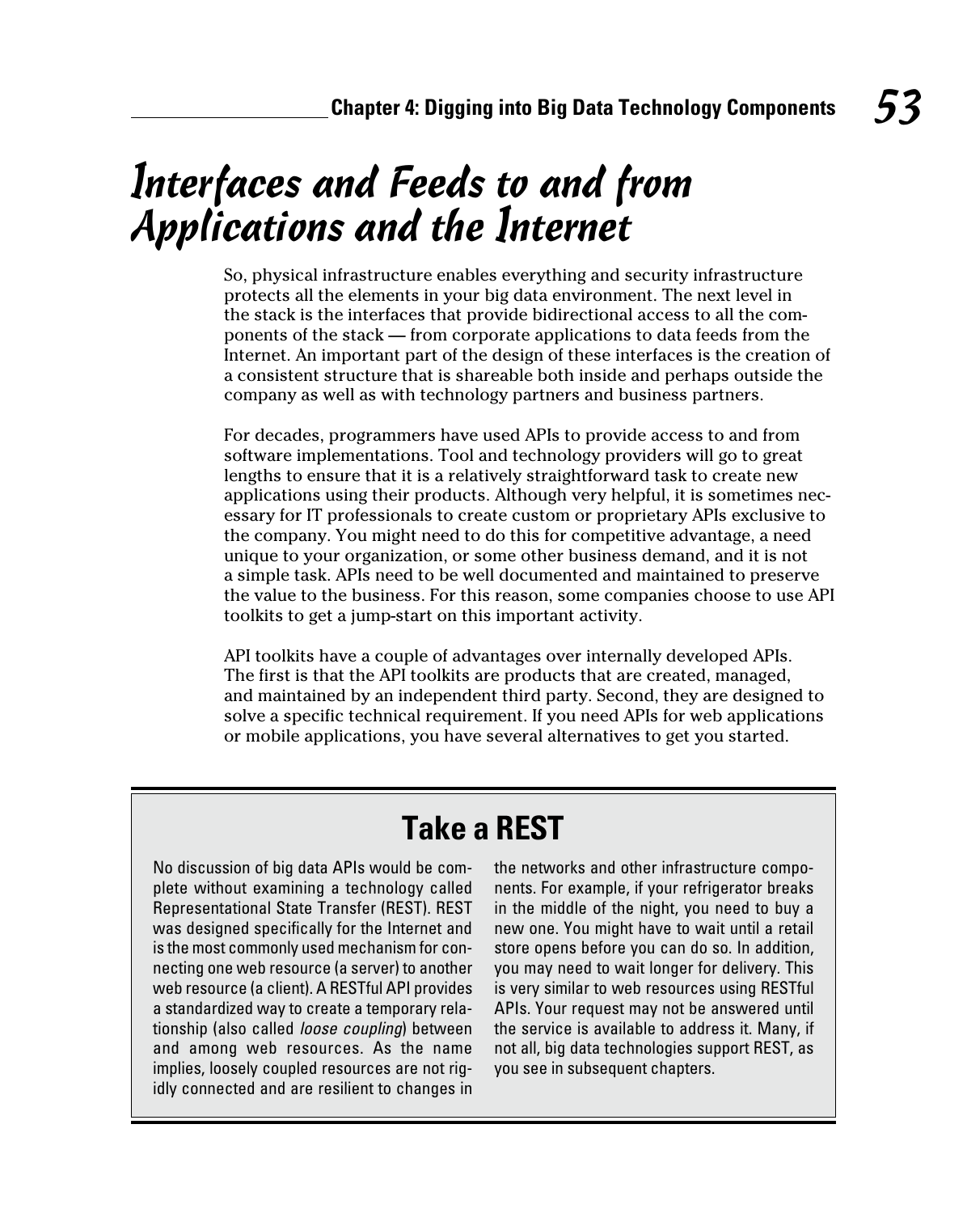# Interfaces and Feeds to and from Applications and the Internet

So, physical infrastructure enables everything and security infrastructure protects all the elements in your big data environment. The next level in the stack is the interfaces that provide bidirectional access to all the components of the stack — from corporate applications to data feeds from the Internet. An important part of the design of these interfaces is the creation of a consistent structure that is shareable both inside and perhaps outside the company as well as with technology partners and business partners.

For decades, programmers have used APIs to provide access to and from software implementations. Tool and technology providers will go to great lengths to ensure that it is a relatively straightforward task to create new applications using their products. Although very helpful, it is sometimes necessary for IT professionals to create custom or proprietary APIs exclusive to the company. You might need to do this for competitive advantage, a need unique to your organization, or some other business demand, and it is not a simple task. APIs need to be well documented and maintained to preserve the value to the business. For this reason, some companies choose to use API toolkits to get a jump-start on this important activity.

API toolkits have a couple of advantages over internally developed APIs. The first is that the API toolkits are products that are created, managed, and maintained by an independent third party. Second, they are designed to solve a specific technical requirement. If you need APIs for web applications or mobile applications, you have several alternatives to get you started.

## Take a REST

No discussion of big data APIs would be complete without examining a technology called Representational State Transfer (REST). REST was designed specifically for the Internet and is the most commonly used mechanism for connecting one web resource (a server) to another web resource (a client). A RESTful API provides a standardized way to create a temporary relationship (also called *loose coupling*) between and among web resources. As the name implies, loosely coupled resources are not rigidly connected and are resilient to changes in the networks and other infrastructure components. For example, if your refrigerator breaks in the middle of the night, you need to buy a new one. You might have to wait until a retail store opens before you can do so. In addition, you may need to wait longer for delivery. This is very similar to web resources using RESTful APIs. Your request may not be answered until the service is available to address it. Many, if not all, big data technologies support REST, as you see in subsequent chapters.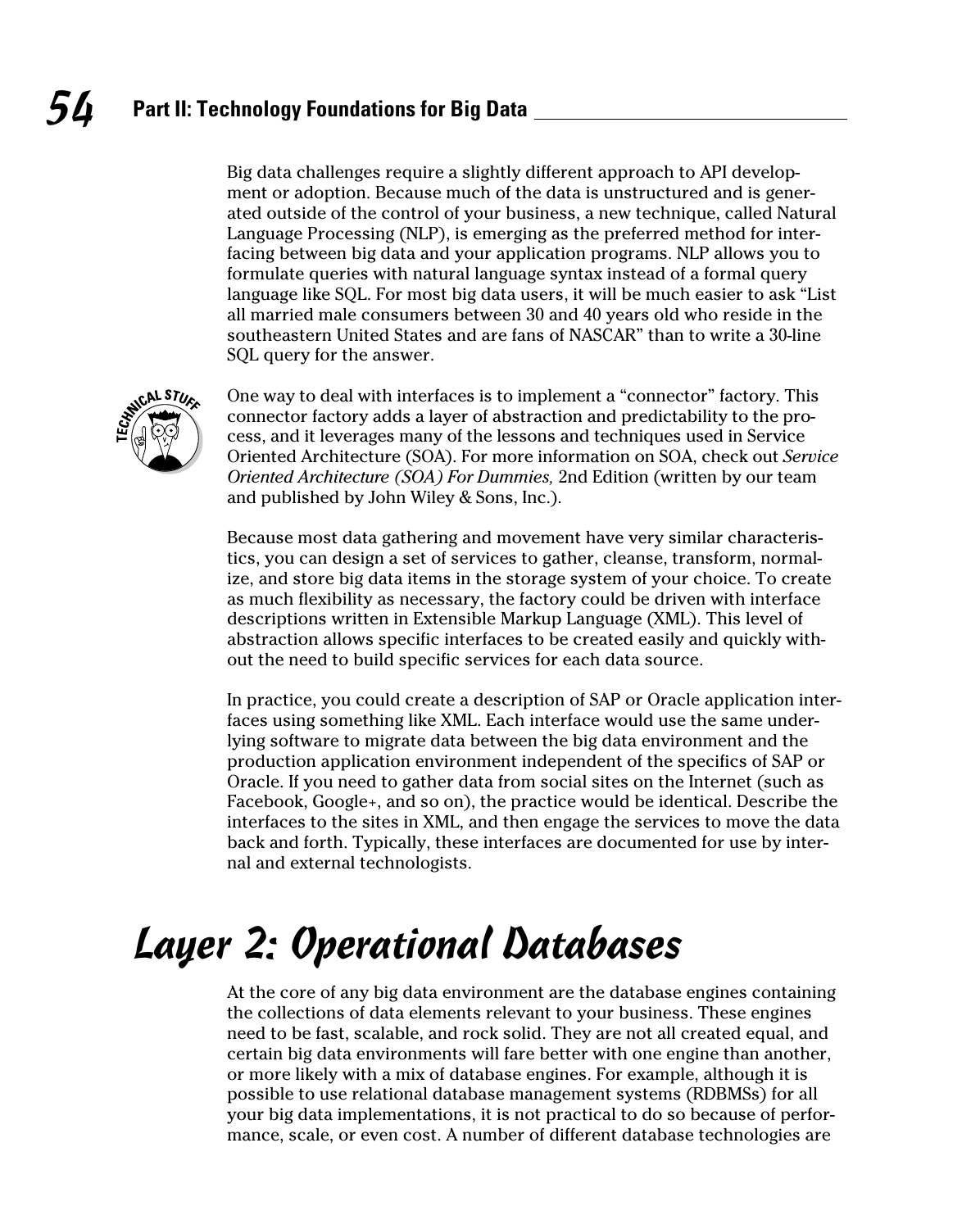Big data challenges require a slightly different approach to API development or adoption. Because much of the data is unstructured and is generated outside of the control of your business, a new technique, called Natural Language Processing (NLP), is emerging as the preferred method for interfacing between big data and your application programs. NLP allows you to formulate queries with natural language syntax instead of a formal query language like SQL. For most big data users, it will be much easier to ask "List all married male consumers between 30 and 40 years old who reside in the southeastern United States and are fans of NASCAR" than to write a 30-line SQL query for the answer.

One way to deal with interfaces is to implement a "connector" factory. This connector factory adds a layer of abstraction and predictability to the process, and it leverages many of the lessons and techniques used in Service Oriented Architecture (SOA). For more information on SOA, check out *Service Oriented Architecture (SOA) For Dummies,* 2nd Edition (written by our team and published by John Wiley & Sons, Inc.).

Because most data gathering and movement have very similar characteristics, you can design a set of services to gather, cleanse, transform, normalize, and store big data items in the storage system of your choice. To create as much flexibility as necessary, the factory could be driven with interface descriptions written in Extensible Markup Language (XML). This level of abstraction allows specific interfaces to be created easily and quickly without the need to build specific services for each data source.

In practice, you could create a description of SAP or Oracle application interfaces using something like XML. Each interface would use the same underlying software to migrate data between the big data environment and the production application environment independent of the specifics of SAP or Oracle. If you need to gather data from social sites on the Internet (such as Facebook, Google+, and so on), the practice would be identical. Describe the interfaces to the sites in XML, and then engage the services to move the data back and forth. Typically, these interfaces are documented for use by internal and external technologists.

# Layer 2: Operational Databases

At the core of any big data environment are the database engines containing the collections of data elements relevant to your business. These engines need to be fast, scalable, and rock solid. They are not all created equal, and certain big data environments will fare better with one engine than another, or more likely with a mix of database engines. For example, although it is possible to use relational database management systems (RDBMSs) for all your big data implementations, it is not practical to do so because of performance, scale, or even cost. A number of different database technologies are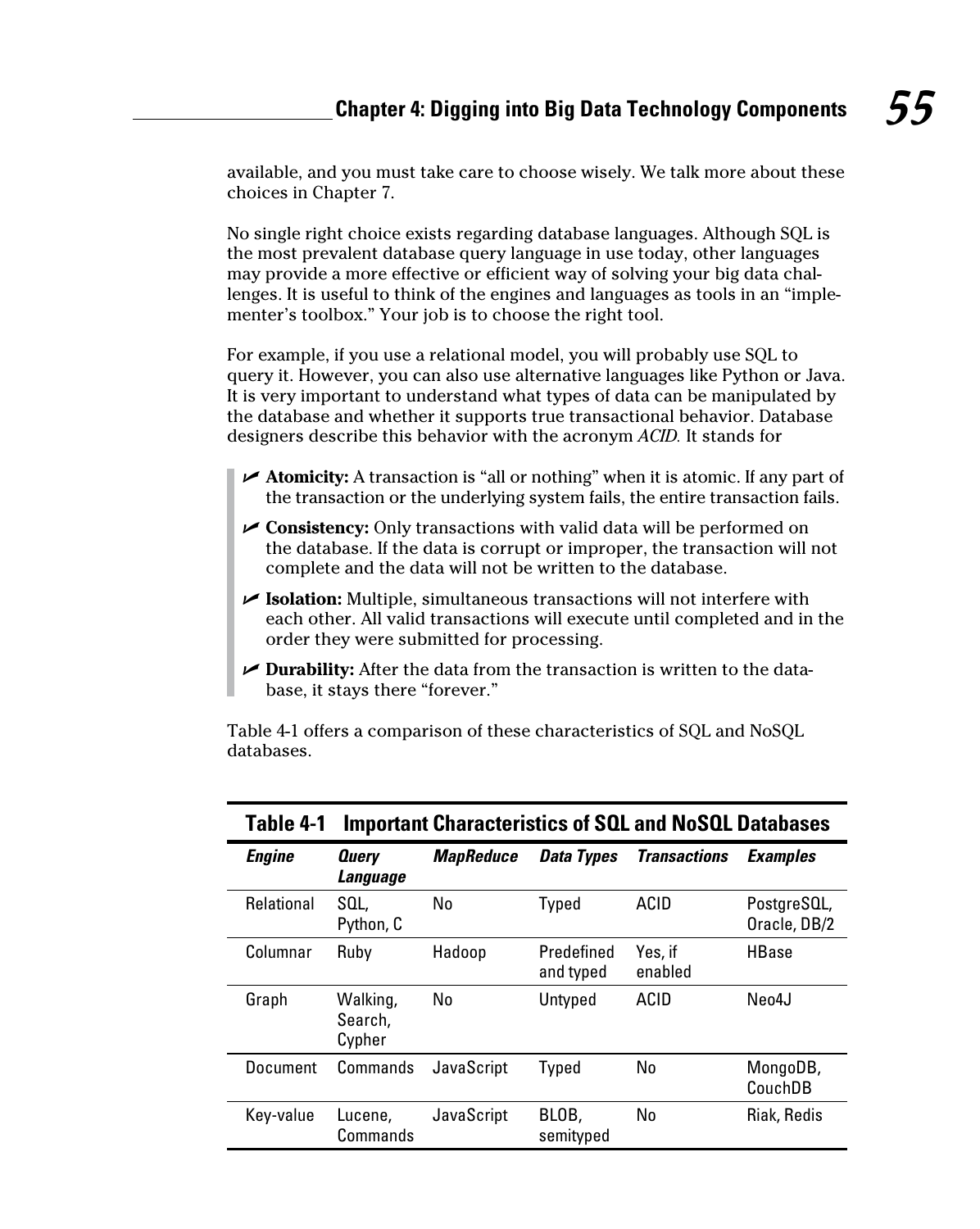available, and you must take care to choose wisely. We talk more about these choices in Chapter 7.

No single right choice exists regarding database languages. Although SQL is the most prevalent database query language in use today, other languages may provide a more effective or efficient way of solving your big data challenges. It is useful to think of the engines and languages as tools in an "implementer's toolbox." Your job is to choose the right tool.

For example, if you use a relational model, you will probably use SQL to query it. However, you can also use alternative languages like Python or Java. It is very important to understand what types of data can be manipulated by the database and whether it supports true transactional behavior. Database designers describe this behavior with the acronym *ACID.* It stands for

- **Atomicity:** A transaction is "all or nothing" when it is atomic. If any part of the transaction or the underlying system fails, the entire transaction fails.
- **Consistency:** Only transactions with valid data will be performed on the database. If the data is corrupt or improper, the transaction will not complete and the data will not be written to the database.
- **Isolation:** Multiple, simultaneous transactions will not interfere with each other. All valid transactions will execute until completed and in the order they were submitted for processing.
- **Durability:** After the data from the transaction is written to the database, it stays there "forever."

Table 4-1 offers a comparison of these characteristics of SQL and NoSQL databases.

**Table 4-1 Important Characteristics of SQL and NoSQL Databases**

| *Engine* | *Query Language* | *MapReduce* | *Data Types* | *Transactions* | *Examples* |
|---|---|---|---|---|---|
| Relational | SQL, Python, C | No | Typed | ACID | PostgreSQL, Oracle, DB/2 |
| Columnar | Ruby | Hadoop | Predefined and typed | Yes, if enabled | HBase |
| Graph | Walking, Search, Cypher | No | Untyped | ACID | Neo4J |
| Document | Commands | JavaScript | Typed | No | MongoDB, CouchDB |
| Key-value | Lucene, Commands | JavaScript | BLOB, semityped | No | Riak, Redis |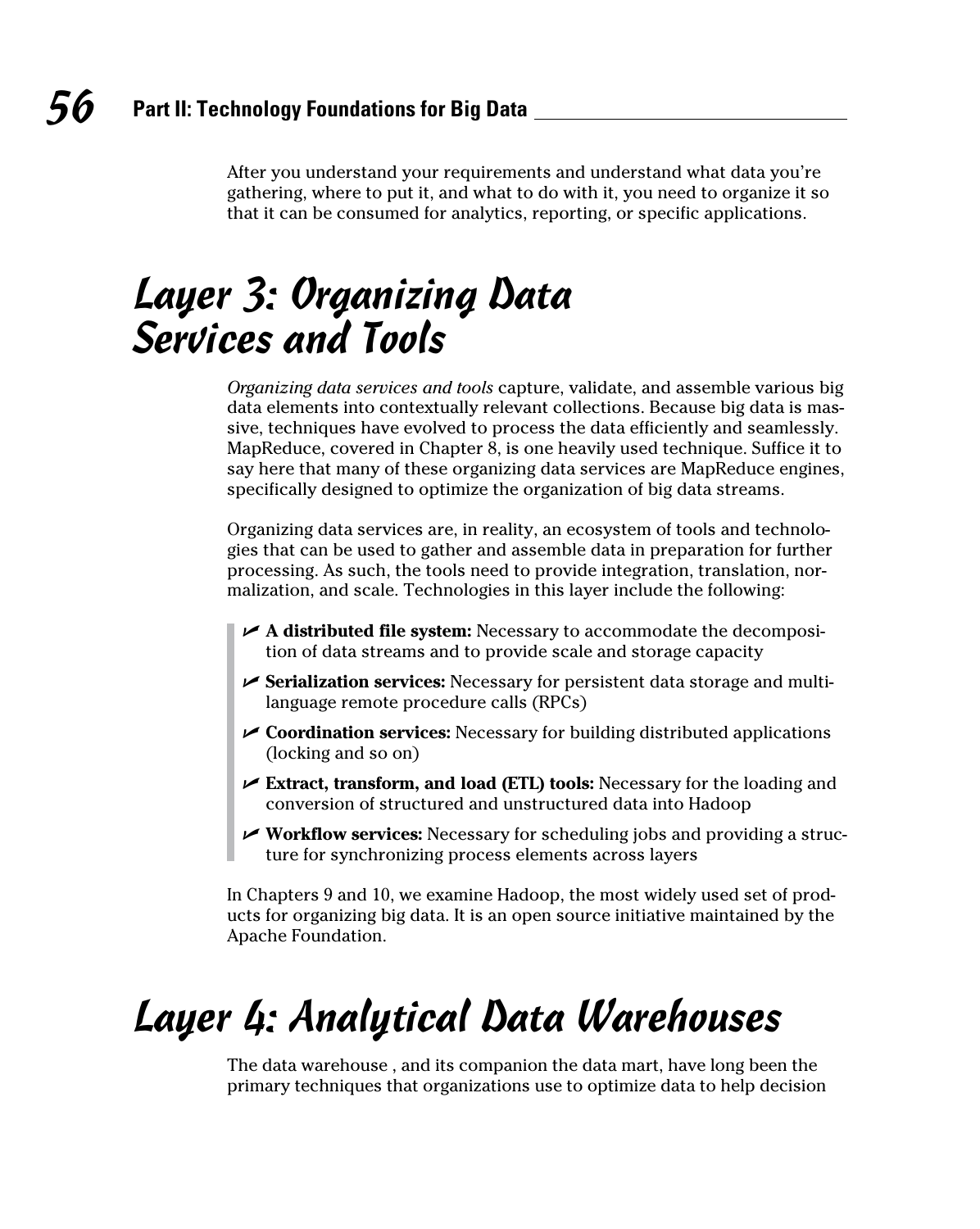After you understand your requirements and understand what data you're gathering, where to put it, and what to do with it, you need to organize it so that it can be consumed for analytics, reporting, or specific applications.

# Layer 3: Organizing Data Services and Tools

*Organizing data services and tools* capture, validate, and assemble various big data elements into contextually relevant collections. Because big data is massive, techniques have evolved to process the data efficiently and seamlessly. MapReduce, covered in Chapter 8, is one heavily used technique. Suffice it to say here that many of these organizing data services are MapReduce engines, specifically designed to optimize the organization of big data streams.

Organizing data services are, in reality, an ecosystem of tools and technologies that can be used to gather and assemble data in preparation for further processing. As such, the tools need to provide integration, translation, normalization, and scale. Technologies in this layer include the following:

- **A distributed file system:** Necessary to accommodate the decomposition of data streams and to provide scale and storage capacity
- **Serialization services:** Necessary for persistent data storage and multilanguage remote procedure calls (RPCs)
- **Coordination services:** Necessary for building distributed applications (locking and so on)
- **Extract, transform, and load (ETL) tools:** Necessary for the loading and conversion of structured and unstructured data into Hadoop
- **Workflow services:** Necessary for scheduling jobs and providing a structure for synchronizing process elements across layers

In Chapters 9 and 10, we examine Hadoop, the most widely used set of products for organizing big data. It is an open source initiative maintained by the Apache Foundation.

# Layer 4: Analytical Data Warehouses

The data warehouse , and its companion the data mart, have long been the primary techniques that organizations use to optimize data to help decision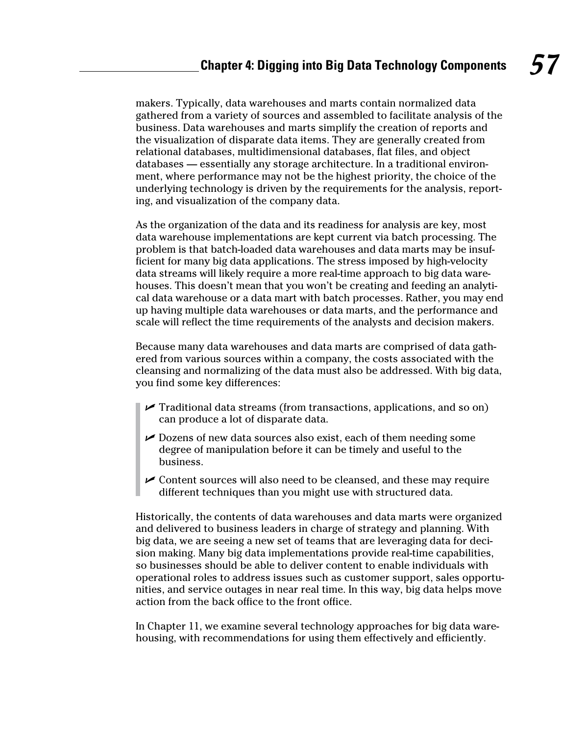makers. Typically, data warehouses and marts contain normalized data gathered from a variety of sources and assembled to facilitate analysis of the business. Data warehouses and marts simplify the creation of reports and the visualization of disparate data items. They are generally created from relational databases, multidimensional databases, flat files, and object databases — essentially any storage architecture. In a traditional environment, where performance may not be the highest priority, the choice of the underlying technology is driven by the requirements for the analysis, reporting, and visualization of the company data.

As the organization of the data and its readiness for analysis are key, most data warehouse implementations are kept current via batch processing. The problem is that batch-loaded data warehouses and data marts may be insufficient for many big data applications. The stress imposed by high-velocity data streams will likely require a more real-time approach to big data warehouses. This doesn't mean that you won't be creating and feeding an analytical data warehouse or a data mart with batch processes. Rather, you may end up having multiple data warehouses or data marts, and the performance and scale will reflect the time requirements of the analysts and decision makers.

Because many data warehouses and data marts are comprised of data gathered from various sources within a company, the costs associated with the cleansing and normalizing of the data must also be addressed. With big data, you find some key differences:

- Traditional data streams (from transactions, applications, and so on) can produce a lot of disparate data.
- Dozens of new data sources also exist, each of them needing some degree of manipulation before it can be timely and useful to the business.
- Content sources will also need to be cleansed, and these may require different techniques than you might use with structured data.

Historically, the contents of data warehouses and data marts were organized and delivered to business leaders in charge of strategy and planning. With big data, we are seeing a new set of teams that are leveraging data for decision making. Many big data implementations provide real-time capabilities, so businesses should be able to deliver content to enable individuals with operational roles to address issues such as customer support, sales opportunities, and service outages in near real time. In this way, big data helps move action from the back office to the front office.

In Chapter 11, we examine several technology approaches for big data warehousing, with recommendations for using them effectively and efficiently.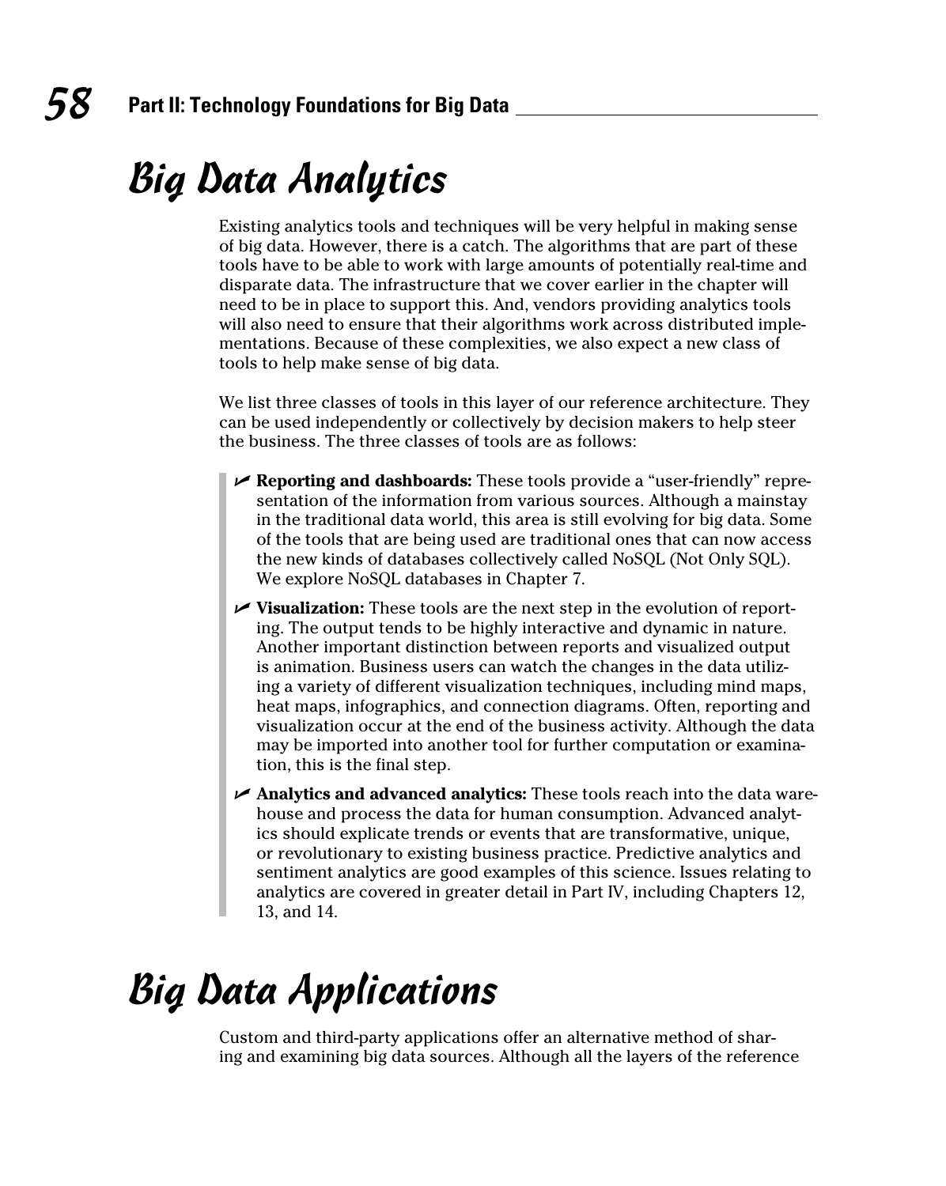## Big Data Analytics

Existing analytics tools and techniques will be very helpful in making sense of big data. However, there is a catch. The algorithms that are part of these tools have to be able to work with large amounts of potentially real-time and disparate data. The infrastructure that we cover earlier in the chapter will need to be in place to support this. And, vendors providing analytics tools will also need to ensure that their algorithms work across distributed implementations. Because of these complexities, we also expect a new class of tools to help make sense of big data.

We list three classes of tools in this layer of our reference architecture. They can be used independently or collectively by decision makers to help steer the business. The three classes of tools are as follows:

- **Reporting and dashboards:** These tools provide a "user-friendly" representation of the information from various sources. Although a mainstay in the traditional data world, this area is still evolving for big data. Some of the tools that are being used are traditional ones that can now access the new kinds of databases collectively called NoSQL (Not Only SQL). We explore NoSQL databases in Chapter 7.
- **Visualization:** These tools are the next step in the evolution of reporting. The output tends to be highly interactive and dynamic in nature. Another important distinction between reports and visualized output is animation. Business users can watch the changes in the data utilizing a variety of different visualization techniques, including mind maps, heat maps, infographics, and connection diagrams. Often, reporting and visualization occur at the end of the business activity. Although the data may be imported into another tool for further computation or examination, this is the final step.
- **Analytics and advanced analytics:** These tools reach into the data warehouse and process the data for human consumption. Advanced analytics should explicate trends or events that are transformative, unique, or revolutionary to existing business practice. Predictive analytics and sentiment analytics are good examples of this science. Issues relating to analytics are covered in greater detail in Part IV, including Chapters 12, 13, and 14.

## Big Data Applications

Custom and third-party applications offer an alternative method of sharing and examining big data sources. Although all the layers of the reference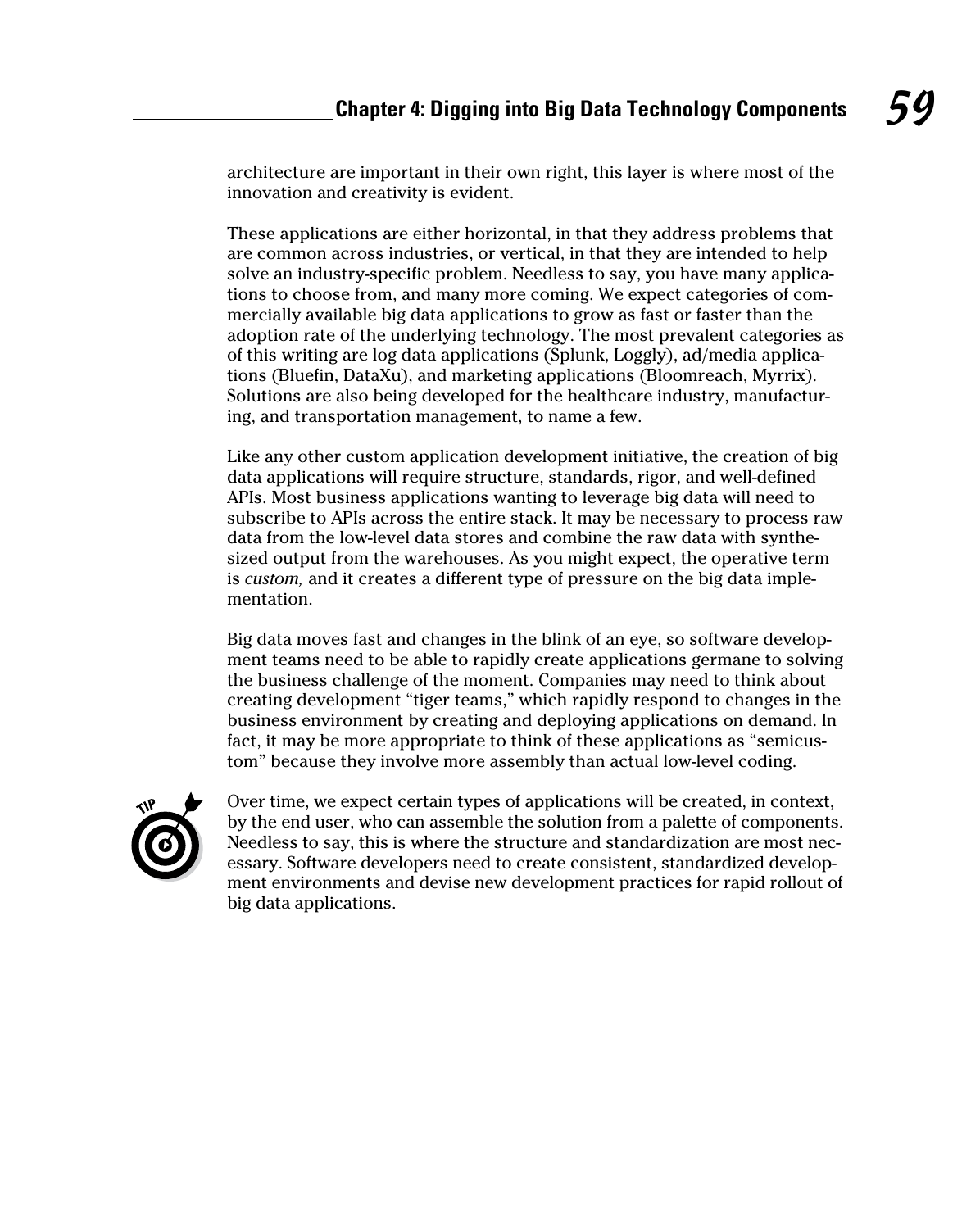architecture are important in their own right, this layer is where most of the innovation and creativity is evident.

These applications are either horizontal, in that they address problems that are common across industries, or vertical, in that they are intended to help solve an industry-specific problem. Needless to say, you have many applications to choose from, and many more coming. We expect categories of commercially available big data applications to grow as fast or faster than the adoption rate of the underlying technology. The most prevalent categories as of this writing are log data applications (Splunk, Loggly), ad/media applications (Bluefin, DataXu), and marketing applications (Bloomreach, Myrrix). Solutions are also being developed for the healthcare industry, manufacturing, and transportation management, to name a few.

Like any other custom application development initiative, the creation of big data applications will require structure, standards, rigor, and well-defined APIs. Most business applications wanting to leverage big data will need to subscribe to APIs across the entire stack. It may be necessary to process raw data from the low-level data stores and combine the raw data with synthesized output from the warehouses. As you might expect, the operative term is *custom,* and it creates a different type of pressure on the big data implementation.

Big data moves fast and changes in the blink of an eye, so software development teams need to be able to rapidly create applications germane to solving the business challenge of the moment. Companies may need to think about creating development "tiger teams," which rapidly respond to changes in the business environment by creating and deploying applications on demand. In fact, it may be more appropriate to think of these applications as "semicustom" because they involve more assembly than actual low-level coding.

TIP

Over time, we expect certain types of applications will be created, in context, by the end user, who can assemble the solution from a palette of components. Needless to say, this is where the structure and standardization are most necessary. Software developers need to create consistent, standardized development environments and devise new development practices for rapid rollout of big data applications.